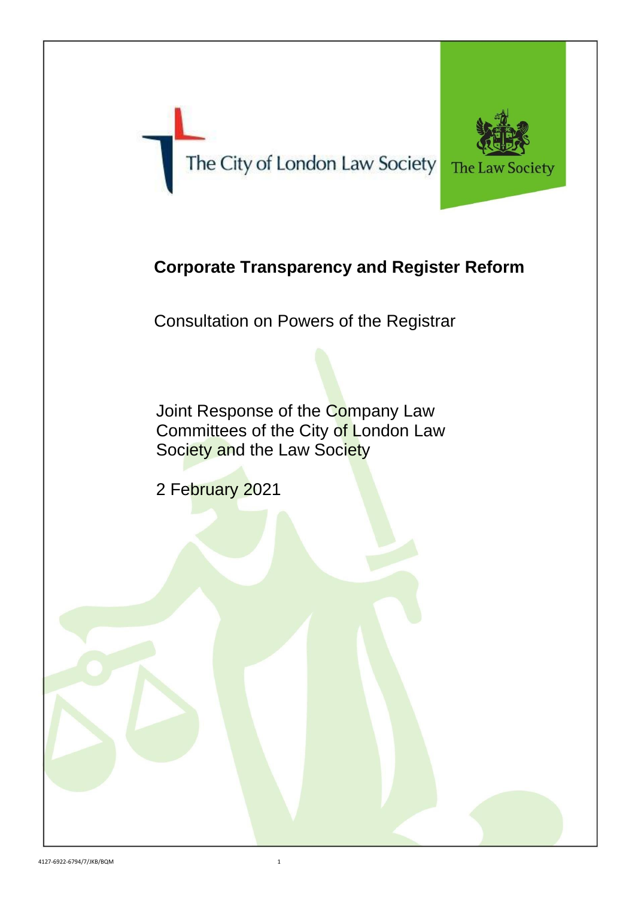The City of London Law Society

The Law Society

# Corporate Transparency and Register Reform

Consultation on Powers of the Registrar

Joint Response of the Company Law Committees of the City of London Law Society and the Law Society

2 February 2021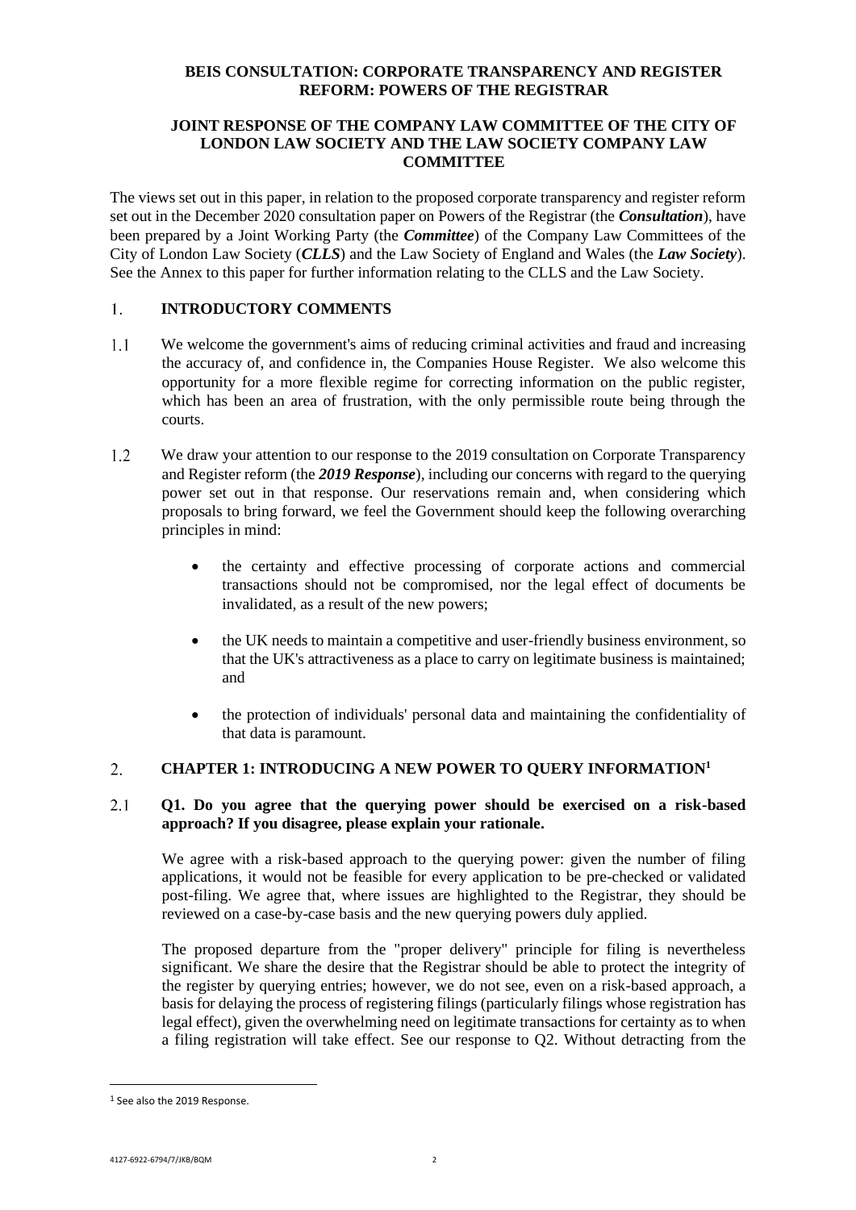**BEIS CONSULTATION: CORPORATE TRANSPARENCY AND REGISTER REFORM: POWERS OF THE REGISTRAR**

**JOINT RESPONSE OF THE COMPANY LAW COMMITTEE OF THE CITY OF LONDON LAW SOCIETY AND THE LAW SOCIETY COMPANY LAW COMMITTEE**

The views set out in this paper, in relation to the proposed corporate transparency and register reform set out in the December 2020 consultation paper on Powers of the Registrar (the ***Consultation***), have been prepared by a Joint Working Party (the ***Committee***) of the Company Law Committees of the City of London Law Society (***CLLS***) and the Law Society of England and Wales (the ***Law Society***). See the Annex to this paper for further information relating to the CLLS and the Law Society.

## 1. INTRODUCTORY COMMENTS

1.1 We welcome the government's aims of reducing criminal activities and fraud and increasing the accuracy of, and confidence in, the Companies House Register. We also welcome this opportunity for a more flexible regime for correcting information on the public register, which has been an area of frustration, with the only permissible route being through the courts.

1.2 We draw your attention to our response to the 2019 consultation on Corporate Transparency and Register reform (the ***2019 Response***), including our concerns with regard to the querying power set out in that response. Our reservations remain and, when considering which proposals to bring forward, we feel the Government should keep the following overarching principles in mind:

- the certainty and effective processing of corporate actions and commercial transactions should not be compromised, nor the legal effect of documents be invalidated, as a result of the new powers;
- the UK needs to maintain a competitive and user-friendly business environment, so that the UK's attractiveness as a place to carry on legitimate business is maintained; and
- the protection of individuals' personal data and maintaining the confidentiality of that data is paramount.

## 2. CHAPTER 1: INTRODUCING A NEW POWER TO QUERY INFORMATION[1]

2.1 **Q1. Do you agree that the querying power should be exercised on a risk-based approach? If you disagree, please explain your rationale.**

We agree with a risk-based approach to the querying power: given the number of filing applications, it would not be feasible for every application to be pre-checked or validated post-filing. We agree that, where issues are highlighted to the Registrar, they should be reviewed on a case-by-case basis and the new querying powers duly applied.

The proposed departure from the "proper delivery" principle for filing is nevertheless significant. We share the desire that the Registrar should be able to protect the integrity of the register by querying entries; however, we do not see, even on a risk-based approach, a basis for delaying the process of registering filings (particularly filings whose registration has legal effect), given the overwhelming need on legitimate transactions for certainty as to when a filing registration will take effect. See our response to Q2. Without detracting from the

[1] See also the 2019 Response.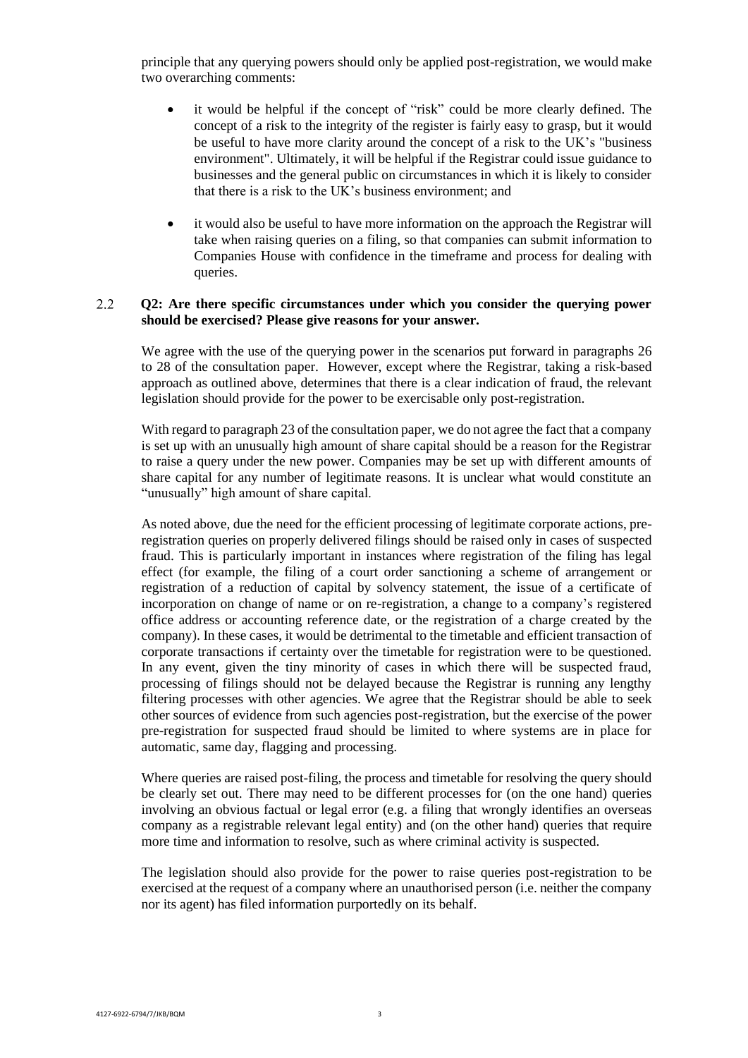principle that any querying powers should only be applied post-registration, we would make two overarching comments:

- it would be helpful if the concept of "risk" could be more clearly defined. The concept of a risk to the integrity of the register is fairly easy to grasp, but it would be useful to have more clarity around the concept of a risk to the UK's "business environment". Ultimately, it will be helpful if the Registrar could issue guidance to businesses and the general public on circumstances in which it is likely to consider that there is a risk to the UK's business environment; and

- it would also be useful to have more information on the approach the Registrar will take when raising queries on a filing, so that companies can submit information to Companies House with confidence in the timeframe and process for dealing with queries.

2.2 **Q2: Are there specific circumstances under which you consider the querying power should be exercised? Please give reasons for your answer.**

We agree with the use of the querying power in the scenarios put forward in paragraphs 26 to 28 of the consultation paper. However, except where the Registrar, taking a risk-based approach as outlined above, determines that there is a clear indication of fraud, the relevant legislation should provide for the power to be exercisable only post-registration.

With regard to paragraph 23 of the consultation paper, we do not agree the fact that a company is set up with an unusually high amount of share capital should be a reason for the Registrar to raise a query under the new power. Companies may be set up with different amounts of share capital for any number of legitimate reasons. It is unclear what would constitute an "unusually" high amount of share capital.

As noted above, due the need for the efficient processing of legitimate corporate actions, pre-registration queries on properly delivered filings should be raised only in cases of suspected fraud. This is particularly important in instances where registration of the filing has legal effect (for example, the filing of a court order sanctioning a scheme of arrangement or registration of a reduction of capital by solvency statement, the issue of a certificate of incorporation on change of name or on re-registration, a change to a company's registered office address or accounting reference date, or the registration of a charge created by the company). In these cases, it would be detrimental to the timetable and efficient transaction of corporate transactions if certainty over the timetable for registration were to be questioned. In any event, given the tiny minority of cases in which there will be suspected fraud, processing of filings should not be delayed because the Registrar is running any lengthy filtering processes with other agencies. We agree that the Registrar should be able to seek other sources of evidence from such agencies post-registration, but the exercise of the power pre-registration for suspected fraud should be limited to where systems are in place for automatic, same day, flagging and processing.

Where queries are raised post-filing, the process and timetable for resolving the query should be clearly set out. There may need to be different processes for (on the one hand) queries involving an obvious factual or legal error (e.g. a filing that wrongly identifies an overseas company as a registrable relevant legal entity) and (on the other hand) queries that require more time and information to resolve, such as where criminal activity is suspected.

The legislation should also provide for the power to raise queries post-registration to be exercised at the request of a company where an unauthorised person (i.e. neither the company nor its agent) has filed information purportedly on its behalf.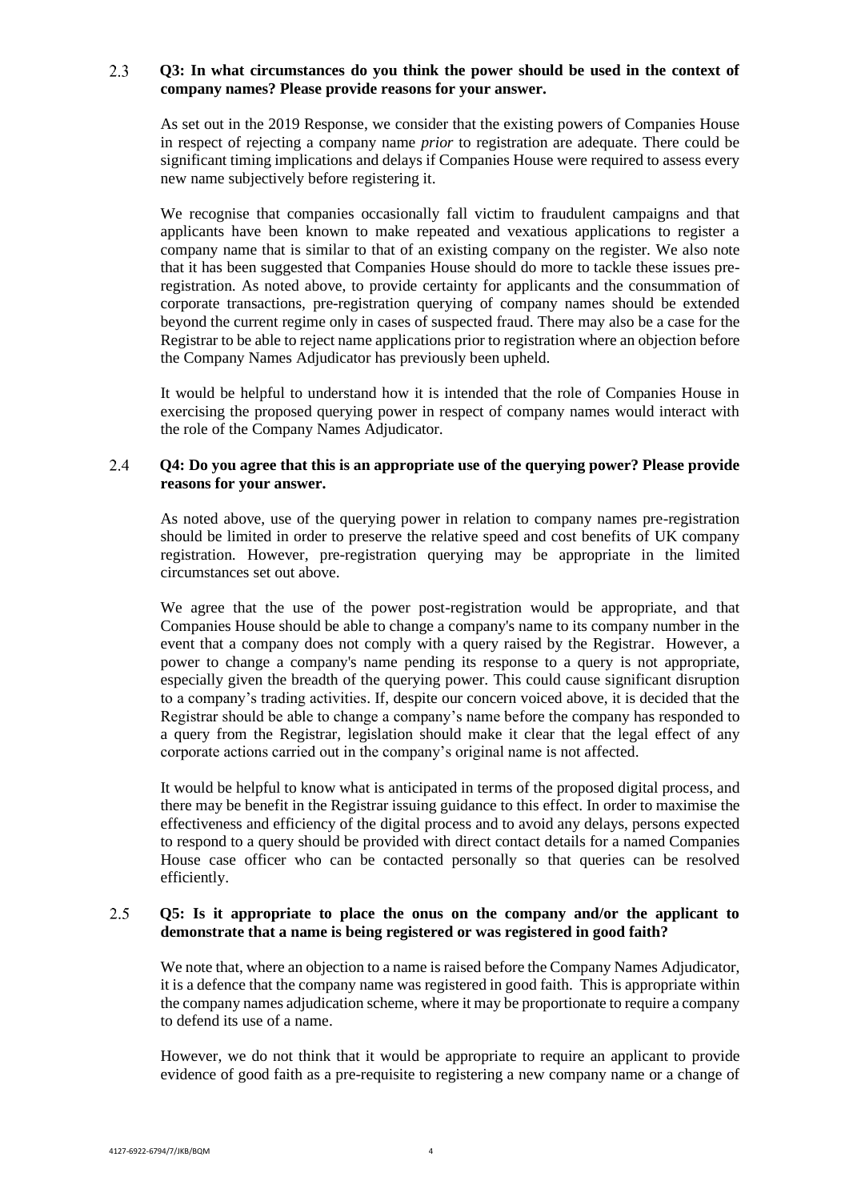2.3 **Q3: In what circumstances do you think the power should be used in the context of company names? Please provide reasons for your answer.**

As set out in the 2019 Response, we consider that the existing powers of Companies House in respect of rejecting a company name *prior* to registration are adequate. There could be significant timing implications and delays if Companies House were required to assess every new name subjectively before registering it.

We recognise that companies occasionally fall victim to fraudulent campaigns and that applicants have been known to make repeated and vexatious applications to register a company name that is similar to that of an existing company on the register. We also note that it has been suggested that Companies House should do more to tackle these issues pre-registration. As noted above, to provide certainty for applicants and the consummation of corporate transactions, pre-registration querying of company names should be extended beyond the current regime only in cases of suspected fraud. There may also be a case for the Registrar to be able to reject name applications prior to registration where an objection before the Company Names Adjudicator has previously been upheld.

It would be helpful to understand how it is intended that the role of Companies House in exercising the proposed querying power in respect of company names would interact with the role of the Company Names Adjudicator.

2.4 **Q4: Do you agree that this is an appropriate use of the querying power? Please provide reasons for your answer.**

As noted above, use of the querying power in relation to company names pre-registration should be limited in order to preserve the relative speed and cost benefits of UK company registration. However, pre-registration querying may be appropriate in the limited circumstances set out above.

We agree that the use of the power post-registration would be appropriate, and that Companies House should be able to change a company's name to its company number in the event that a company does not comply with a query raised by the Registrar. However, a power to change a company's name pending its response to a query is not appropriate, especially given the breadth of the querying power. This could cause significant disruption to a company's trading activities. If, despite our concern voiced above, it is decided that the Registrar should be able to change a company's name before the company has responded to a query from the Registrar, legislation should make it clear that the legal effect of any corporate actions carried out in the company's original name is not affected.

It would be helpful to know what is anticipated in terms of the proposed digital process, and there may be benefit in the Registrar issuing guidance to this effect. In order to maximise the effectiveness and efficiency of the digital process and to avoid any delays, persons expected to respond to a query should be provided with direct contact details for a named Companies House case officer who can be contacted personally so that queries can be resolved efficiently.

2.5 **Q5: Is it appropriate to place the onus on the company and/or the applicant to demonstrate that a name is being registered or was registered in good faith?**

We note that, where an objection to a name is raised before the Company Names Adjudicator, it is a defence that the company name was registered in good faith. This is appropriate within the company names adjudication scheme, where it may be proportionate to require a company to defend its use of a name.

However, we do not think that it would be appropriate to require an applicant to provide evidence of good faith as a pre-requisite to registering a new company name or a change of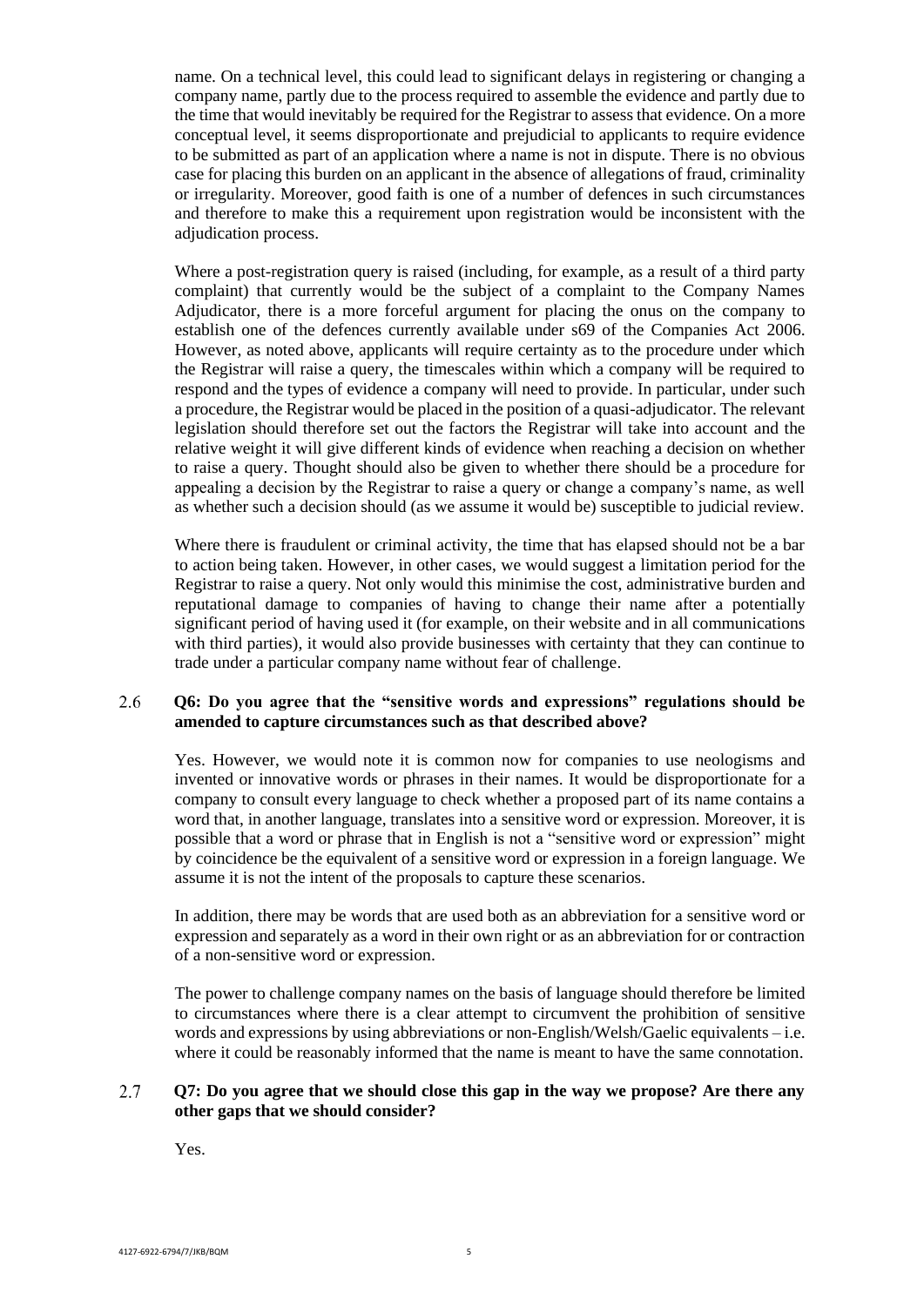name. On a technical level, this could lead to significant delays in registering or changing a company name, partly due to the process required to assemble the evidence and partly due to the time that would inevitably be required for the Registrar to assess that evidence. On a more conceptual level, it seems disproportionate and prejudicial to applicants to require evidence to be submitted as part of an application where a name is not in dispute. There is no obvious case for placing this burden on an applicant in the absence of allegations of fraud, criminality or irregularity. Moreover, good faith is one of a number of defences in such circumstances and therefore to make this a requirement upon registration would be inconsistent with the adjudication process.

Where a post-registration query is raised (including, for example, as a result of a third party complaint) that currently would be the subject of a complaint to the Company Names Adjudicator, there is a more forceful argument for placing the onus on the company to establish one of the defences currently available under s69 of the Companies Act 2006. However, as noted above, applicants will require certainty as to the procedure under which the Registrar will raise a query, the timescales within which a company will be required to respond and the types of evidence a company will need to provide. In particular, under such a procedure, the Registrar would be placed in the position of a quasi-adjudicator. The relevant legislation should therefore set out the factors the Registrar will take into account and the relative weight it will give different kinds of evidence when reaching a decision on whether to raise a query. Thought should also be given to whether there should be a procedure for appealing a decision by the Registrar to raise a query or change a company's name, as well as whether such a decision should (as we assume it would be) susceptible to judicial review.

Where there is fraudulent or criminal activity, the time that has elapsed should not be a bar to action being taken. However, in other cases, we would suggest a limitation period for the Registrar to raise a query. Not only would this minimise the cost, administrative burden and reputational damage to companies of having to change their name after a potentially significant period of having used it (for example, on their website and in all communications with third parties), it would also provide businesses with certainty that they can continue to trade under a particular company name without fear of challenge.

2.6 **Q6: Do you agree that the "sensitive words and expressions" regulations should be amended to capture circumstances such as that described above?**

Yes. However, we would note it is common now for companies to use neologisms and invented or innovative words or phrases in their names. It would be disproportionate for a company to consult every language to check whether a proposed part of its name contains a word that, in another language, translates into a sensitive word or expression. Moreover, it is possible that a word or phrase that in English is not a "sensitive word or expression" might by coincidence be the equivalent of a sensitive word or expression in a foreign language. We assume it is not the intent of the proposals to capture these scenarios.

In addition, there may be words that are used both as an abbreviation for a sensitive word or expression and separately as a word in their own right or as an abbreviation for or contraction of a non-sensitive word or expression.

The power to challenge company names on the basis of language should therefore be limited to circumstances where there is a clear attempt to circumvent the prohibition of sensitive words and expressions by using abbreviations or non-English/Welsh/Gaelic equivalents – i.e. where it could be reasonably informed that the name is meant to have the same connotation.

2.7 **Q7: Do you agree that we should close this gap in the way we propose? Are there any other gaps that we should consider?**

Yes.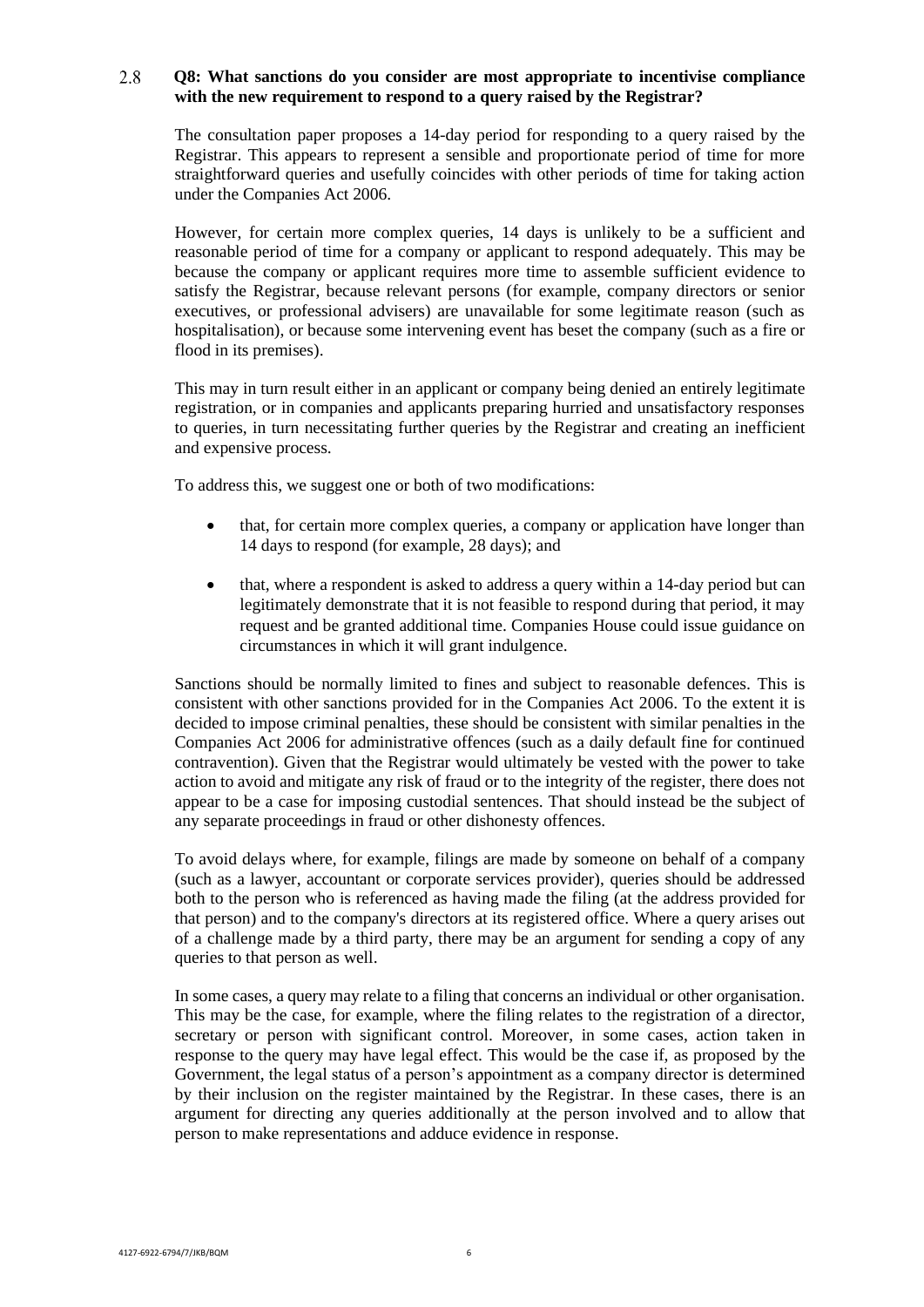2.8 **Q8: What sanctions do you consider are most appropriate to incentivise compliance with the new requirement to respond to a query raised by the Registrar?**

The consultation paper proposes a 14-day period for responding to a query raised by the Registrar. This appears to represent a sensible and proportionate period of time for more straightforward queries and usefully coincides with other periods of time for taking action under the Companies Act 2006.

However, for certain more complex queries, 14 days is unlikely to be a sufficient and reasonable period of time for a company or applicant to respond adequately. This may be because the company or applicant requires more time to assemble sufficient evidence to satisfy the Registrar, because relevant persons (for example, company directors or senior executives, or professional advisers) are unavailable for some legitimate reason (such as hospitalisation), or because some intervening event has beset the company (such as a fire or flood in its premises).

This may in turn result either in an applicant or company being denied an entirely legitimate registration, or in companies and applicants preparing hurried and unsatisfactory responses to queries, in turn necessitating further queries by the Registrar and creating an inefficient and expensive process.

To address this, we suggest one or both of two modifications:

- that, for certain more complex queries, a company or application have longer than 14 days to respond (for example, 28 days); and
- that, where a respondent is asked to address a query within a 14-day period but can legitimately demonstrate that it is not feasible to respond during that period, it may request and be granted additional time. Companies House could issue guidance on circumstances in which it will grant indulgence.

Sanctions should be normally limited to fines and subject to reasonable defences. This is consistent with other sanctions provided for in the Companies Act 2006. To the extent it is decided to impose criminal penalties, these should be consistent with similar penalties in the Companies Act 2006 for administrative offences (such as a daily default fine for continued contravention). Given that the Registrar would ultimately be vested with the power to take action to avoid and mitigate any risk of fraud or to the integrity of the register, there does not appear to be a case for imposing custodial sentences. That should instead be the subject of any separate proceedings in fraud or other dishonesty offences.

To avoid delays where, for example, filings are made by someone on behalf of a company (such as a lawyer, accountant or corporate services provider), queries should be addressed both to the person who is referenced as having made the filing (at the address provided for that person) and to the company's directors at its registered office. Where a query arises out of a challenge made by a third party, there may be an argument for sending a copy of any queries to that person as well.

In some cases, a query may relate to a filing that concerns an individual or other organisation. This may be the case, for example, where the filing relates to the registration of a director, secretary or person with significant control. Moreover, in some cases, action taken in response to the query may have legal effect. This would be the case if, as proposed by the Government, the legal status of a person's appointment as a company director is determined by their inclusion on the register maintained by the Registrar. In these cases, there is an argument for directing any queries additionally at the person involved and to allow that person to make representations and adduce evidence in response.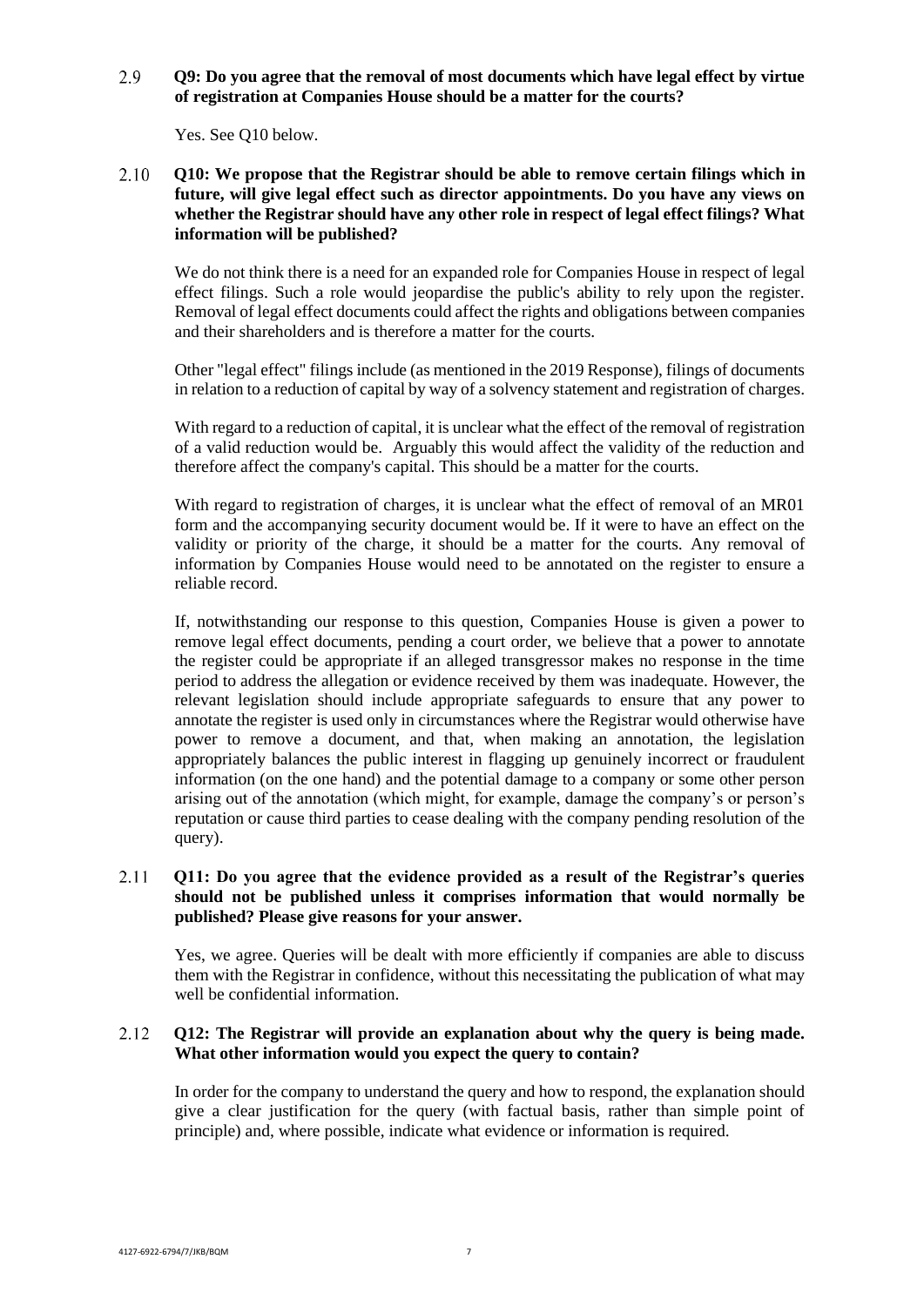2.9 **Q9: Do you agree that the removal of most documents which have legal effect by virtue of registration at Companies House should be a matter for the courts?**

Yes. See Q10 below.

2.10 **Q10: We propose that the Registrar should be able to remove certain filings which in future, will give legal effect such as director appointments. Do you have any views on whether the Registrar should have any other role in respect of legal effect filings? What information will be published?**

We do not think there is a need for an expanded role for Companies House in respect of legal effect filings. Such a role would jeopardise the public's ability to rely upon the register. Removal of legal effect documents could affect the rights and obligations between companies and their shareholders and is therefore a matter for the courts.

Other "legal effect" filings include (as mentioned in the 2019 Response), filings of documents in relation to a reduction of capital by way of a solvency statement and registration of charges.

With regard to a reduction of capital, it is unclear what the effect of the removal of registration of a valid reduction would be. Arguably this would affect the validity of the reduction and therefore affect the company's capital. This should be a matter for the courts.

With regard to registration of charges, it is unclear what the effect of removal of an MR01 form and the accompanying security document would be. If it were to have an effect on the validity or priority of the charge, it should be a matter for the courts. Any removal of information by Companies House would need to be annotated on the register to ensure a reliable record.

If, notwithstanding our response to this question, Companies House is given a power to remove legal effect documents, pending a court order, we believe that a power to annotate the register could be appropriate if an alleged transgressor makes no response in the time period to address the allegation or evidence received by them was inadequate. However, the relevant legislation should include appropriate safeguards to ensure that any power to annotate the register is used only in circumstances where the Registrar would otherwise have power to remove a document, and that, when making an annotation, the legislation appropriately balances the public interest in flagging up genuinely incorrect or fraudulent information (on the one hand) and the potential damage to a company or some other person arising out of the annotation (which might, for example, damage the company's or person's reputation or cause third parties to cease dealing with the company pending resolution of the query).

2.11 **Q11: Do you agree that the evidence provided as a result of the Registrar's queries should not be published unless it comprises information that would normally be published? Please give reasons for your answer.**

Yes, we agree. Queries will be dealt with more efficiently if companies are able to discuss them with the Registrar in confidence, without this necessitating the publication of what may well be confidential information.

2.12 **Q12: The Registrar will provide an explanation about why the query is being made. What other information would you expect the query to contain?**

In order for the company to understand the query and how to respond, the explanation should give a clear justification for the query (with factual basis, rather than simple point of principle) and, where possible, indicate what evidence or information is required.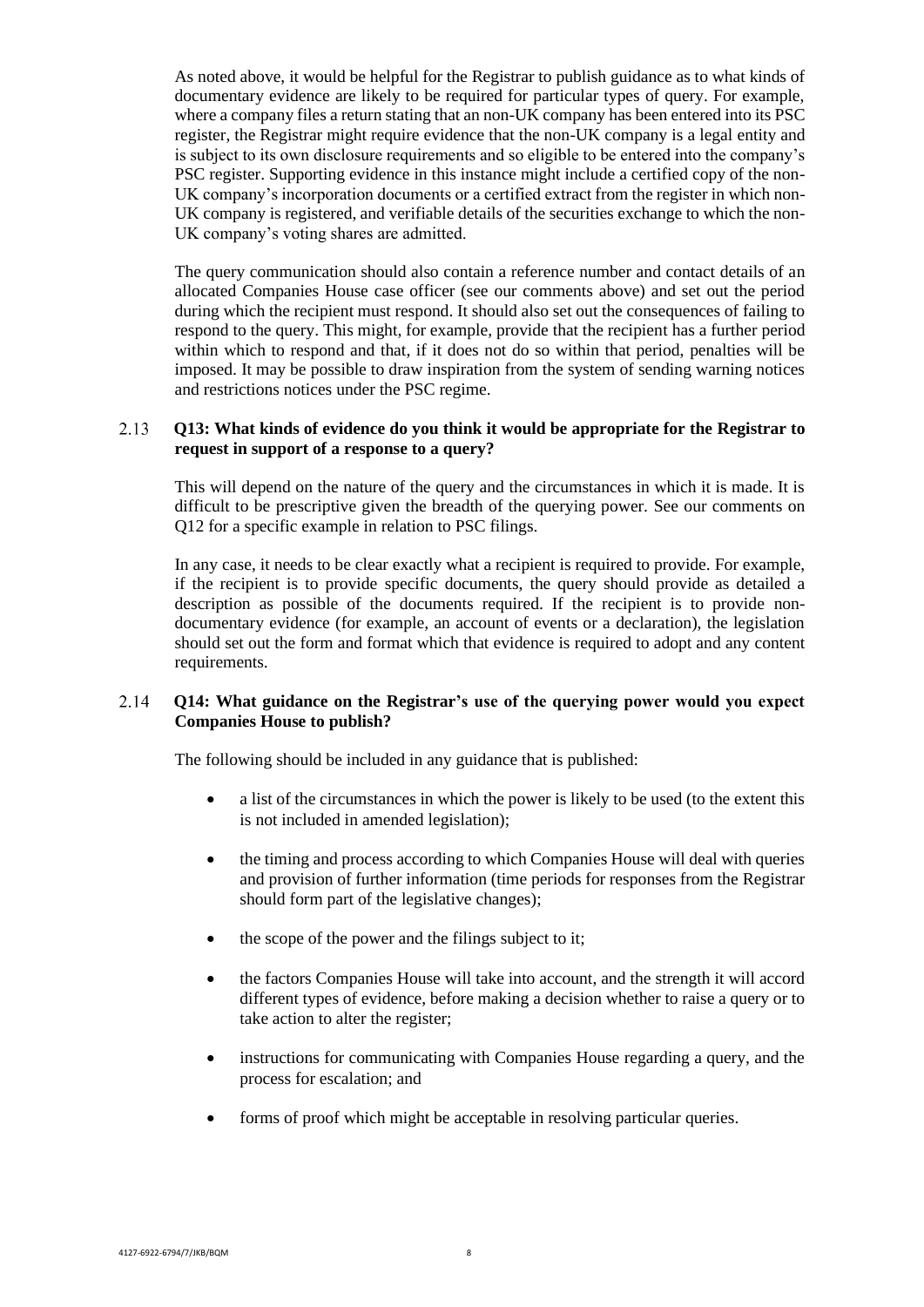As noted above, it would be helpful for the Registrar to publish guidance as to what kinds of documentary evidence are likely to be required for particular types of query. For example, where a company files a return stating that an non-UK company has been entered into its PSC register, the Registrar might require evidence that the non-UK company is a legal entity and is subject to its own disclosure requirements and so eligible to be entered into the company's PSC register. Supporting evidence in this instance might include a certified copy of the non-UK company's incorporation documents or a certified extract from the register in which non-UK company is registered, and verifiable details of the securities exchange to which the non-UK company's voting shares are admitted.

The query communication should also contain a reference number and contact details of an allocated Companies House case officer (see our comments above) and set out the period during which the recipient must respond. It should also set out the consequences of failing to respond to the query. This might, for example, provide that the recipient has a further period within which to respond and that, if it does not do so within that period, penalties will be imposed. It may be possible to draw inspiration from the system of sending warning notices and restrictions notices under the PSC regime.

2.13 **Q13: What kinds of evidence do you think it would be appropriate for the Registrar to request in support of a response to a query?**

This will depend on the nature of the query and the circumstances in which it is made. It is difficult to be prescriptive given the breadth of the querying power. See our comments on Q12 for a specific example in relation to PSC filings.

In any case, it needs to be clear exactly what a recipient is required to provide. For example, if the recipient is to provide specific documents, the query should provide as detailed a description as possible of the documents required. If the recipient is to provide non-documentary evidence (for example, an account of events or a declaration), the legislation should set out the form and format which that evidence is required to adopt and any content requirements.

2.14 **Q14: What guidance on the Registrar's use of the querying power would you expect Companies House to publish?**

The following should be included in any guidance that is published:

- a list of the circumstances in which the power is likely to be used (to the extent this is not included in amended legislation);
- the timing and process according to which Companies House will deal with queries and provision of further information (time periods for responses from the Registrar should form part of the legislative changes);
- the scope of the power and the filings subject to it;
- the factors Companies House will take into account, and the strength it will accord different types of evidence, before making a decision whether to raise a query or to take action to alter the register;
- instructions for communicating with Companies House regarding a query, and the process for escalation; and
- forms of proof which might be acceptable in resolving particular queries.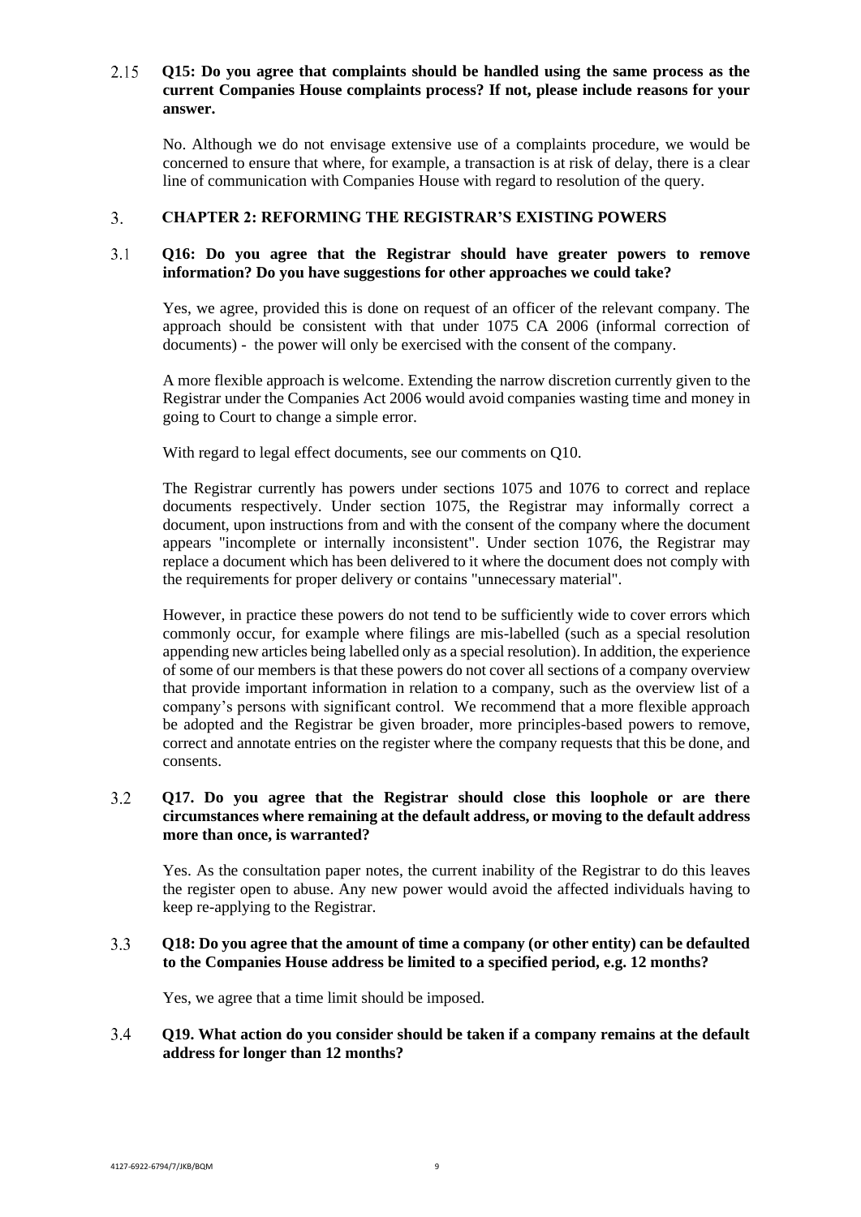2.15 **Q15: Do you agree that complaints should be handled using the same process as the current Companies House complaints process? If not, please include reasons for your answer.**

No. Although we do not envisage extensive use of a complaints procedure, we would be concerned to ensure that where, for example, a transaction is at risk of delay, there is a clear line of communication with Companies House with regard to resolution of the query.

## 3. CHAPTER 2: REFORMING THE REGISTRAR'S EXISTING POWERS

3.1 **Q16: Do you agree that the Registrar should have greater powers to remove information? Do you have suggestions for other approaches we could take?**

Yes, we agree, provided this is done on request of an officer of the relevant company. The approach should be consistent with that under 1075 CA 2006 (informal correction of documents) - the power will only be exercised with the consent of the company.

A more flexible approach is welcome. Extending the narrow discretion currently given to the Registrar under the Companies Act 2006 would avoid companies wasting time and money in going to Court to change a simple error.

With regard to legal effect documents, see our comments on Q10.

The Registrar currently has powers under sections 1075 and 1076 to correct and replace documents respectively. Under section 1075, the Registrar may informally correct a document, upon instructions from and with the consent of the company where the document appears "incomplete or internally inconsistent". Under section 1076, the Registrar may replace a document which has been delivered to it where the document does not comply with the requirements for proper delivery or contains "unnecessary material".

However, in practice these powers do not tend to be sufficiently wide to cover errors which commonly occur, for example where filings are mis-labelled (such as a special resolution appending new articles being labelled only as a special resolution). In addition, the experience of some of our members is that these powers do not cover all sections of a company overview that provide important information in relation to a company, such as the overview list of a company's persons with significant control. We recommend that a more flexible approach be adopted and the Registrar be given broader, more principles-based powers to remove, correct and annotate entries on the register where the company requests that this be done, and consents.

3.2 **Q17. Do you agree that the Registrar should close this loophole or are there circumstances where remaining at the default address, or moving to the default address more than once, is warranted?**

Yes. As the consultation paper notes, the current inability of the Registrar to do this leaves the register open to abuse. Any new power would avoid the affected individuals having to keep re-applying to the Registrar.

3.3 **Q18: Do you agree that the amount of time a company (or other entity) can be defaulted to the Companies House address be limited to a specified period, e.g. 12 months?**

Yes, we agree that a time limit should be imposed.

3.4 **Q19. What action do you consider should be taken if a company remains at the default address for longer than 12 months?**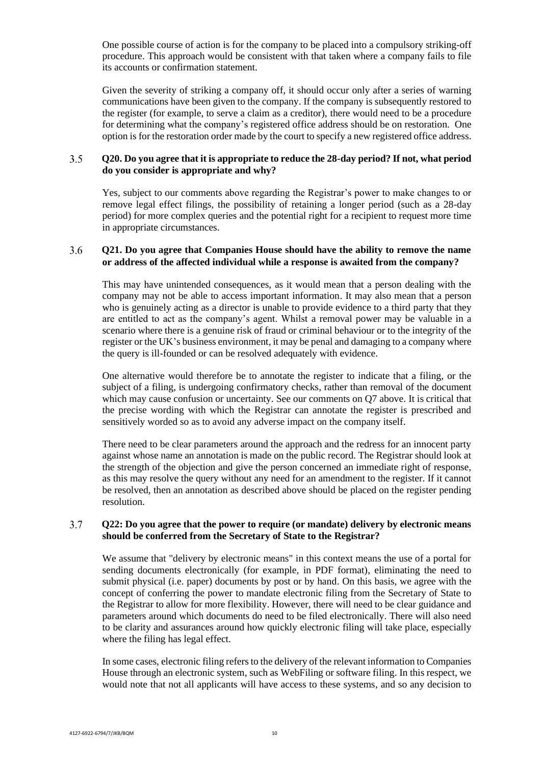One possible course of action is for the company to be placed into a compulsory striking-off procedure. This approach would be consistent with that taken where a company fails to file its accounts or confirmation statement.

Given the severity of striking a company off, it should occur only after a series of warning communications have been given to the company. If the company is subsequently restored to the register (for example, to serve a claim as a creditor), there would need to be a procedure for determining what the company's registered office address should be on restoration. One option is for the restoration order made by the court to specify a new registered office address.

3.5 **Q20. Do you agree that it is appropriate to reduce the 28-day period? If not, what period do you consider is appropriate and why?**

Yes, subject to our comments above regarding the Registrar's power to make changes to or remove legal effect filings, the possibility of retaining a longer period (such as a 28-day period) for more complex queries and the potential right for a recipient to request more time in appropriate circumstances.

3.6 **Q21. Do you agree that Companies House should have the ability to remove the name or address of the affected individual while a response is awaited from the company?**

This may have unintended consequences, as it would mean that a person dealing with the company may not be able to access important information. It may also mean that a person who is genuinely acting as a director is unable to provide evidence to a third party that they are entitled to act as the company's agent. Whilst a removal power may be valuable in a scenario where there is a genuine risk of fraud or criminal behaviour or to the integrity of the register or the UK's business environment, it may be penal and damaging to a company where the query is ill-founded or can be resolved adequately with evidence.

One alternative would therefore be to annotate the register to indicate that a filing, or the subject of a filing, is undergoing confirmatory checks, rather than removal of the document which may cause confusion or uncertainty. See our comments on Q7 above. It is critical that the precise wording with which the Registrar can annotate the register is prescribed and sensitively worded so as to avoid any adverse impact on the company itself.

There need to be clear parameters around the approach and the redress for an innocent party against whose name an annotation is made on the public record. The Registrar should look at the strength of the objection and give the person concerned an immediate right of response, as this may resolve the query without any need for an amendment to the register. If it cannot be resolved, then an annotation as described above should be placed on the register pending resolution.

3.7 **Q22: Do you agree that the power to require (or mandate) delivery by electronic means should be conferred from the Secretary of State to the Registrar?**

We assume that "delivery by electronic means" in this context means the use of a portal for sending documents electronically (for example, in PDF format), eliminating the need to submit physical (i.e. paper) documents by post or by hand. On this basis, we agree with the concept of conferring the power to mandate electronic filing from the Secretary of State to the Registrar to allow for more flexibility. However, there will need to be clear guidance and parameters around which documents do need to be filed electronically. There will also need to be clarity and assurances around how quickly electronic filing will take place, especially where the filing has legal effect.

In some cases, electronic filing refers to the delivery of the relevant information to Companies House through an electronic system, such as WebFiling or software filing. In this respect, we would note that not all applicants will have access to these systems, and so any decision to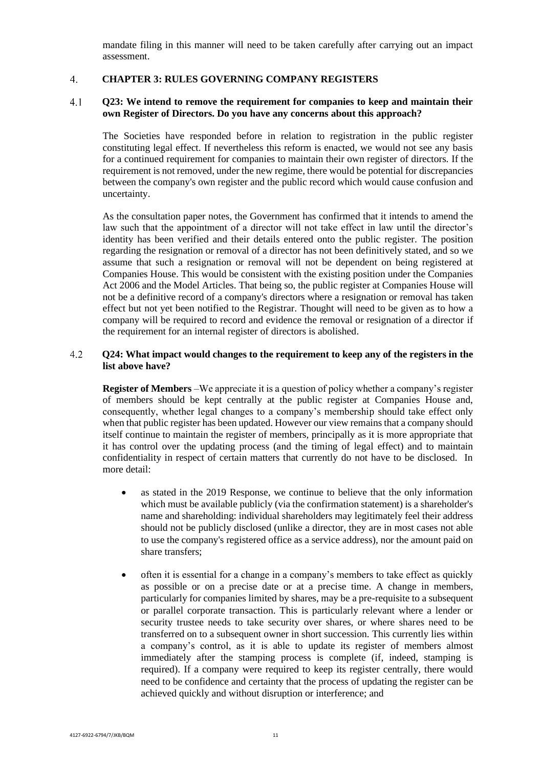mandate filing in this manner will need to be taken carefully after carrying out an impact assessment.

## 4. CHAPTER 3: RULES GOVERNING COMPANY REGISTERS

### 4.1 Q23: We intend to remove the requirement for companies to keep and maintain their own Register of Directors. Do you have any concerns about this approach?

The Societies have responded before in relation to registration in the public register constituting legal effect. If nevertheless this reform is enacted, we would not see any basis for a continued requirement for companies to maintain their own register of directors. If the requirement is not removed, under the new regime, there would be potential for discrepancies between the company's own register and the public record which would cause confusion and uncertainty.

As the consultation paper notes, the Government has confirmed that it intends to amend the law such that the appointment of a director will not take effect in law until the director's identity has been verified and their details entered onto the public register. The position regarding the resignation or removal of a director has not been definitively stated, and so we assume that such a resignation or removal will not be dependent on being registered at Companies House. This would be consistent with the existing position under the Companies Act 2006 and the Model Articles. That being so, the public register at Companies House will not be a definitive record of a company's directors where a resignation or removal has taken effect but not yet been notified to the Registrar. Thought will need to be given as to how a company will be required to record and evidence the removal or resignation of a director if the requirement for an internal register of directors is abolished.

### 4.2 Q24: What impact would changes to the requirement to keep any of the registers in the list above have?

**Register of Members** –We appreciate it is a question of policy whether a company's register of members should be kept centrally at the public register at Companies House and, consequently, whether legal changes to a company's membership should take effect only when that public register has been updated. However our view remains that a company should itself continue to maintain the register of members, principally as it is more appropriate that it has control over the updating process (and the timing of legal effect) and to maintain confidentiality in respect of certain matters that currently do not have to be disclosed. In more detail:

- as stated in the 2019 Response, we continue to believe that the only information which must be available publicly (via the confirmation statement) is a shareholder's name and shareholding: individual shareholders may legitimately feel their address should not be publicly disclosed (unlike a director, they are in most cases not able to use the company's registered office as a service address), nor the amount paid on share transfers;
- often it is essential for a change in a company's members to take effect as quickly as possible or on a precise date or at a precise time. A change in members, particularly for companies limited by shares, may be a pre-requisite to a subsequent or parallel corporate transaction. This is particularly relevant where a lender or security trustee needs to take security over shares, or where shares need to be transferred on to a subsequent owner in short succession. This currently lies within a company's control, as it is able to update its register of members almost immediately after the stamping process is complete (if, indeed, stamping is required). If a company were required to keep its register centrally, there would need to be confidence and certainty that the process of updating the register can be achieved quickly and without disruption or interference; and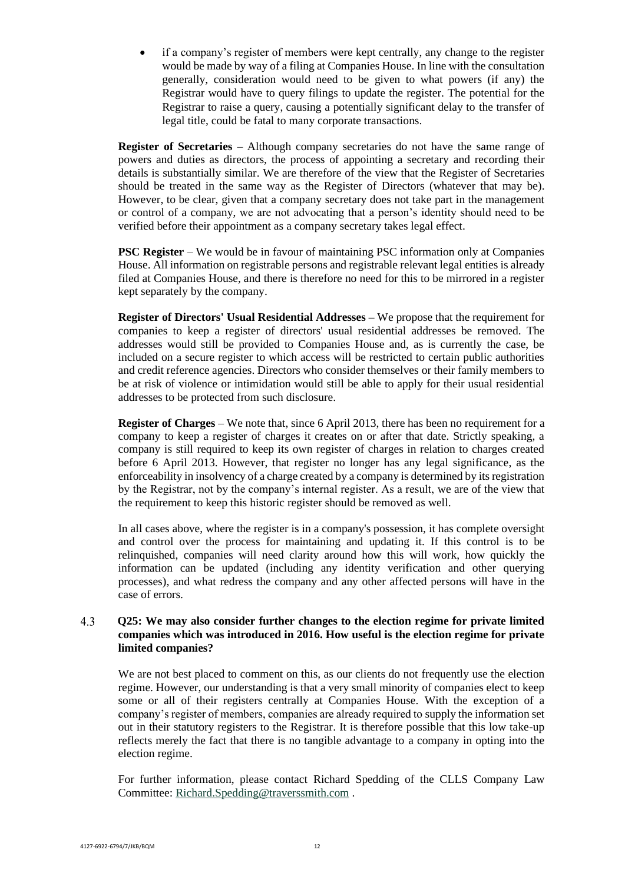- if a company's register of members were kept centrally, any change to the register would be made by way of a filing at Companies House. In line with the consultation generally, consideration would need to be given to what powers (if any) the Registrar would have to query filings to update the register. The potential for the Registrar to raise a query, causing a potentially significant delay to the transfer of legal title, could be fatal to many corporate transactions.

**Register of Secretaries** – Although company secretaries do not have the same range of powers and duties as directors, the process of appointing a secretary and recording their details is substantially similar. We are therefore of the view that the Register of Secretaries should be treated in the same way as the Register of Directors (whatever that may be). However, to be clear, given that a company secretary does not take part in the management or control of a company, we are not advocating that a person's identity should need to be verified before their appointment as a company secretary takes legal effect.

**PSC Register** – We would be in favour of maintaining PSC information only at Companies House. All information on registrable persons and registrable relevant legal entities is already filed at Companies House, and there is therefore no need for this to be mirrored in a register kept separately by the company.

**Register of Directors' Usual Residential Addresses –** We propose that the requirement for companies to keep a register of directors' usual residential addresses be removed. The addresses would still be provided to Companies House and, as is currently the case, be included on a secure register to which access will be restricted to certain public authorities and credit reference agencies. Directors who consider themselves or their family members to be at risk of violence or intimidation would still be able to apply for their usual residential addresses to be protected from such disclosure.

**Register of Charges** – We note that, since 6 April 2013, there has been no requirement for a company to keep a register of charges it creates on or after that date. Strictly speaking, a company is still required to keep its own register of charges in relation to charges created before 6 April 2013. However, that register no longer has any legal significance, as the enforceability in insolvency of a charge created by a company is determined by its registration by the Registrar, not by the company's internal register. As a result, we are of the view that the requirement to keep this historic register should be removed as well.

In all cases above, where the register is in a company's possession, it has complete oversight and control over the process for maintaining and updating it. If this control is to be relinquished, companies will need clarity around how this will work, how quickly the information can be updated (including any identity verification and other querying processes), and what redress the company and any other affected persons will have in the case of errors.

4.3 **Q25: We may also consider further changes to the election regime for private limited companies which was introduced in 2016. How useful is the election regime for private limited companies?**

We are not best placed to comment on this, as our clients do not frequently use the election regime. However, our understanding is that a very small minority of companies elect to keep some or all of their registers centrally at Companies House. With the exception of a company's register of members, companies are already required to supply the information set out in their statutory registers to the Registrar. It is therefore possible that this low take-up reflects merely the fact that there is no tangible advantage to a company in opting into the election regime.

For further information, please contact Richard Spedding of the CLLS Company Law Committee: Richard.Spedding@traverssmith.com .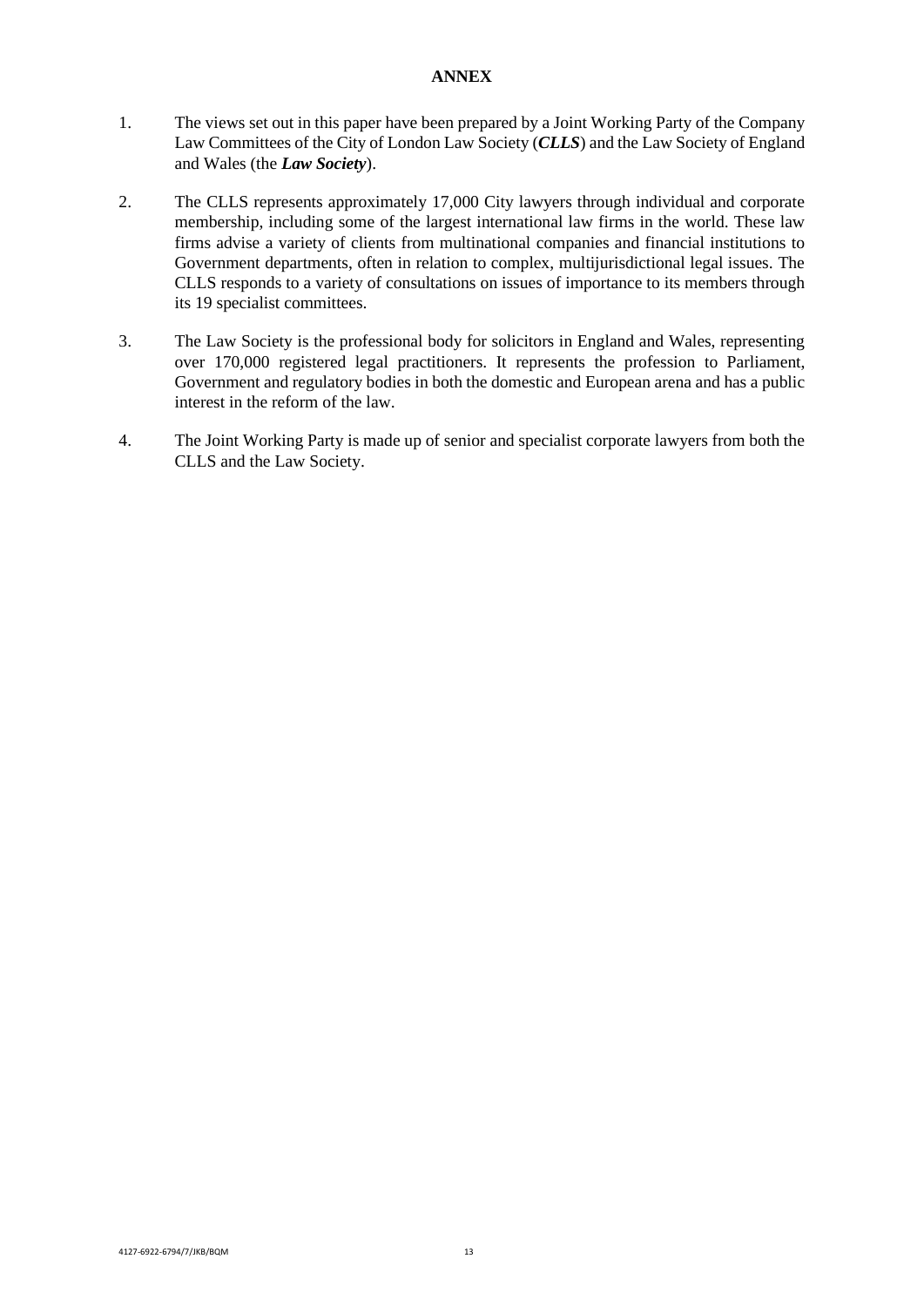# ANNEX

1. The views set out in this paper have been prepared by a Joint Working Party of the Company Law Committees of the City of London Law Society (***CLLS***) and the Law Society of England and Wales (the ***Law Society***).

2. The CLLS represents approximately 17,000 City lawyers through individual and corporate membership, including some of the largest international law firms in the world. These law firms advise a variety of clients from multinational companies and financial institutions to Government departments, often in relation to complex, multijurisdictional legal issues. The CLLS responds to a variety of consultations on issues of importance to its members through its 19 specialist committees.

3. The Law Society is the professional body for solicitors in England and Wales, representing over 170,000 registered legal practitioners. It represents the profession to Parliament, Government and regulatory bodies in both the domestic and European arena and has a public interest in the reform of the law.

4. The Joint Working Party is made up of senior and specialist corporate lawyers from both the CLLS and the Law Society.